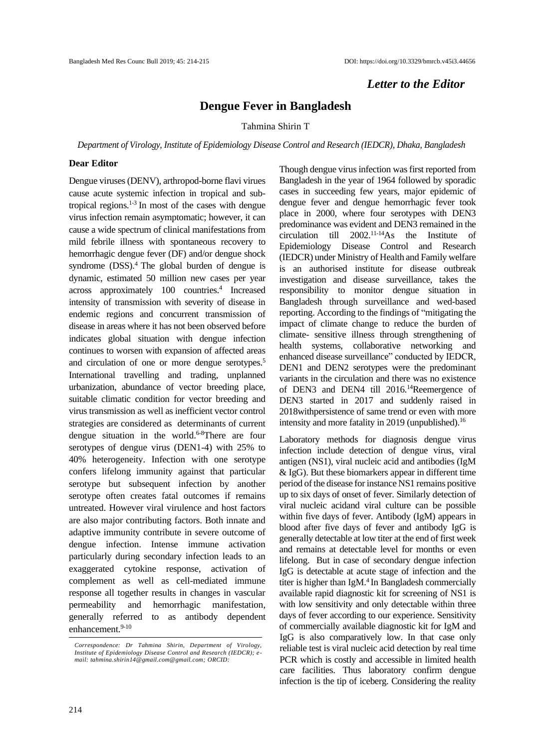*Letter to the Editor*

# Dengue Fever in Bangladesh

Tahmina Shirin T

*Department of Virology, Institute of Epidemiology Disease Control and Research (IEDCR), Dhaka, Bangladesh*

**Dear Editor**

Dengue viruses (DENV), arthropod-borne flavi viruses cause acute systemic infection in tropical and sub-tropical regions.[1-3] In most of the cases with dengue virus infection remain asymptomatic; however, it can cause a wide spectrum of clinical manifestations from mild febrile illness with spontaneous recovery to hemorrhagic dengue fever (DF) and/or dengue shock syndrome (DSS).[4] The global burden of dengue is dynamic, estimated 50 million new cases per year across approximately 100 countries.[4] Increased intensity of transmission with severity of disease in endemic regions and concurrent transmission of disease in areas where it has not been observed before indicates global situation with dengue infection continues to worsen with expansion of affected areas and circulation of one or more dengue serotypes.[5] International travelling and trading, unplanned urbanization, abundance of vector breeding place, suitable climatic condition for vector breeding and virus transmission as well as inefficient vector control strategies are considered as determinants of current dengue situation in the world.[6-8]There are four serotypes of dengue virus (DEN1-4) with 25% to 40% heterogeneity. Infection with one serotype confers lifelong immunity against that particular serotype but subsequent infection by another serotype often creates fatal outcomes if remains untreated. However viral virulence and host factors are also major contributing factors. Both innate and adaptive immunity contribute in severe outcome of dengue infection. Intense immune activation particularly during secondary infection leads to an exaggerated cytokine response, activation of complement as well as cell-mediated immune response all together results in changes in vascular permeability and hemorrhagic manifestation, generally referred to as antibody dependent enhancement.[9-10]

Though dengue virus infection was first reported from Bangladesh in the year of 1964 followed by sporadic cases in succeeding few years, major epidemic of dengue fever and dengue hemorrhagic fever took place in 2000, where four serotypes with DEN3 predominance was evident and DEN3 remained in the circulation till 2002.[11-14]As the Institute of Epidemiology Disease Control and Research (IEDCR) under Ministry of Health and Family welfare is an authorised institute for disease outbreak investigation and disease surveillance, takes the responsibility to monitor dengue situation in Bangladesh through surveillance and wed-based reporting. According to the findings of "mitigating the impact of climate change to reduce the burden of climate- sensitive illness through strengthening of health systems, collaborative networking and enhanced disease surveillance" conducted by IEDCR, DEN1 and DEN2 serotypes were the predominant variants in the circulation and there was no existence of DEN3 and DEN4 till 2016.[14]Reemergence of DEN3 started in 2017 and suddenly raised in 2018withpersistence of same trend or even with more intensity and more fatality in 2019 (unpublished).[16]

Laboratory methods for diagnosis dengue virus infection include detection of dengue virus, viral antigen (NS1), viral nucleic acid and antibodies (IgM & IgG). But these biomarkers appear in different time period of the disease for instance NS1 remains positive up to six days of onset of fever. Similarly detection of viral nucleic acidand viral culture can be possible within five days of fever. Antibody (IgM) appears in blood after five days of fever and antibody IgG is generally detectable at low titer at the end of first week and remains at detectable level for months or even lifelong. But in case of secondary dengue infection IgG is detectable at acute stage of infection and the titer is higher than IgM.[4] In Bangladesh commercially available rapid diagnostic kit for screening of NS1 is with low sensitivity and only detectable within three days of fever according to our experience. Sensitivity of commercially available diagnostic kit for IgM and IgG is also comparatively low. In that case only reliable test is viral nucleic acid detection by real time PCR which is costly and accessible in limited health care facilities. Thus laboratory confirm dengue infection is the tip of iceberg. Considering the reality

*Correspondence: Dr Tahmina Shirin, Department of Virology, Institute of Epidemiology Disease Control and Research (IEDCR); e-mail: tahmina.shirin14@gmail.com@gmail.com; ORCID:*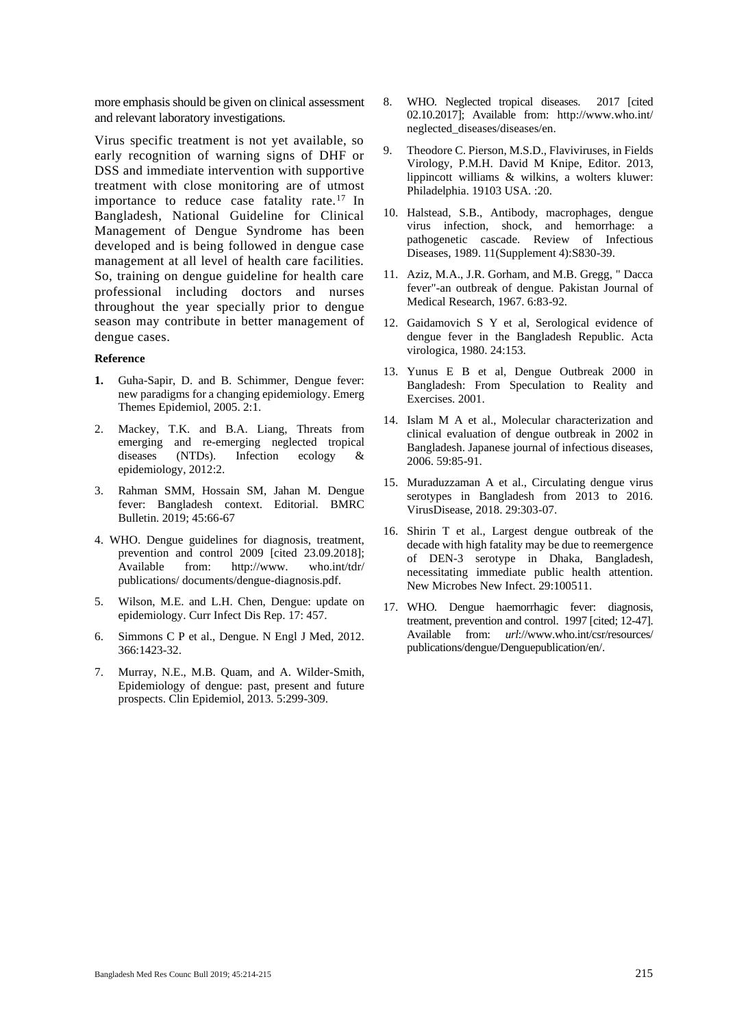more emphasis should be given on clinical assessment and relevant laboratory investigations.

Virus specific treatment is not yet available, so early recognition of warning signs of DHF or DSS and immediate intervention with supportive treatment with close monitoring are of utmost importance to reduce case fatality rate.[17] In Bangladesh, National Guideline for Clinical Management of Dengue Syndrome has been developed and is being followed in dengue case management at all level of health care facilities. So, training on dengue guideline for health care professional including doctors and nurses throughout the year specially prior to dengue season may contribute in better management of dengue cases.

**Reference**

1. Guha-Sapir, D. and B. Schimmer, Dengue fever: new paradigms for a changing epidemiology. Emerg Themes Epidemiol, 2005. 2:1.
2. Mackey, T.K. and B.A. Liang, Threats from emerging and re-emerging neglected tropical diseases (NTDs). Infection ecology & epidemiology, 2012:2.
3. Rahman SMM, Hossain SM, Jahan M. Dengue fever: Bangladesh context. Editorial. BMRC Bulletin. 2019; 45:66-67
4. WHO. Dengue guidelines for diagnosis, treatment, prevention and control 2009 [cited 23.09.2018]; Available from: http://www. who.int/tdr/ publications/ documents/dengue-diagnosis.pdf.
5. Wilson, M.E. and L.H. Chen, Dengue: update on epidemiology. Curr Infect Dis Rep. 17: 457.
6. Simmons C P et al., Dengue. N Engl J Med, 2012. 366:1423-32.
7. Murray, N.E., M.B. Quam, and A. Wilder-Smith, Epidemiology of dengue: past, present and future prospects. Clin Epidemiol, 2013. 5:299-309.
8. WHO. Neglected tropical diseases. 2017 [cited 02.10.2017]; Available from: http://www.who.int/ neglected_diseases/diseases/en.
9. Theodore C. Pierson, M.S.D., Flaviviruses, in Fields Virology, P.M.H. David M Knipe, Editor. 2013, lippincott williams & wilkins, a wolters kluwer: Philadelphia. 19103 USA. :20.
10. Halstead, S.B., Antibody, macrophages, dengue virus infection, shock, and hemorrhage: a pathogenetic cascade. Review of Infectious Diseases, 1989. 11(Supplement 4):S830-39.
11. Aziz, M.A., J.R. Gorham, and M.B. Gregg, " Dacca fever"-an outbreak of dengue. Pakistan Journal of Medical Research, 1967. 6:83-92.
12. Gaidamovich S Y et al, Serological evidence of dengue fever in the Bangladesh Republic. Acta virologica, 1980. 24:153.
13. Yunus E B et al, Dengue Outbreak 2000 in Bangladesh: From Speculation to Reality and Exercises. 2001.
14. Islam M A et al., Molecular characterization and clinical evaluation of dengue outbreak in 2002 in Bangladesh. Japanese journal of infectious diseases, 2006. 59:85-91.
15. Muraduzzaman A et al., Circulating dengue virus serotypes in Bangladesh from 2013 to 2016. VirusDisease, 2018. 29:303-07.
16. Shirin T et al., Largest dengue outbreak of the decade with high fatality may be due to reemergence of DEN-3 serotype in Dhaka, Bangladesh, necessitating immediate public health attention. New Microbes New Infect. 29:100511.
17. WHO. Dengue haemorrhagic fever: diagnosis, treatment, prevention and control. 1997 [cited; 12-47]. Available from: *url*://www.who.int/csr/resources/ publications/dengue/Denguepublication/en/.